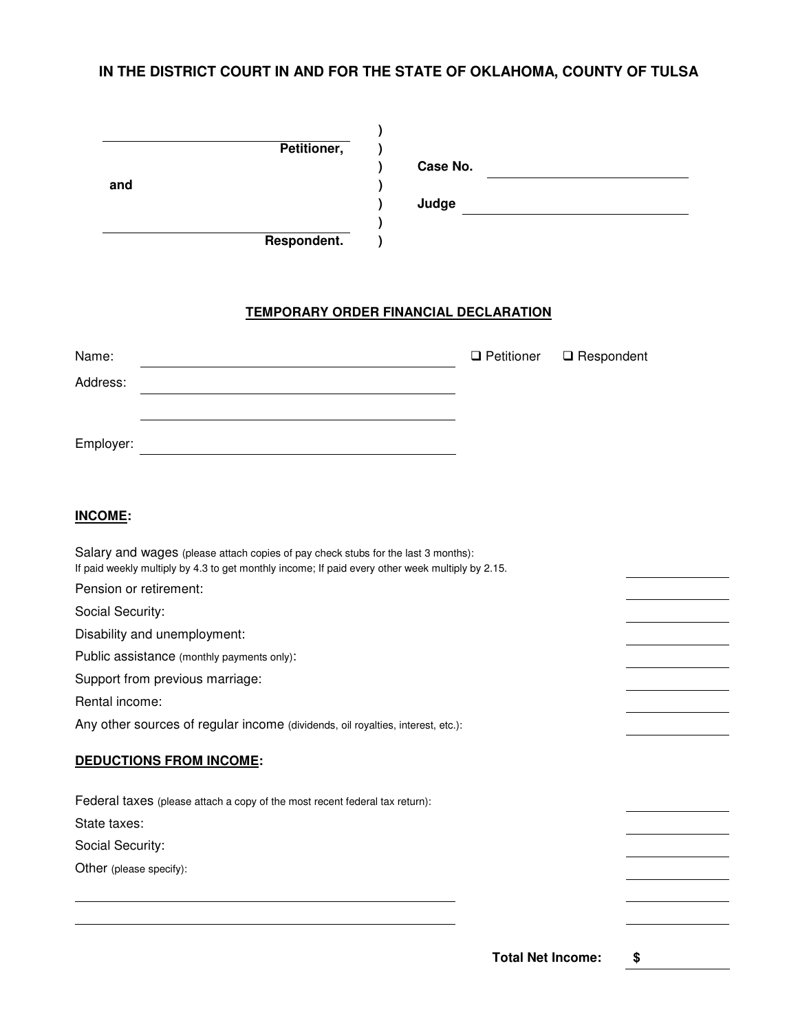**IN THE DISTRICT COURT IN AND FOR THE STATE OF OKLAHOMA, COUNTY OF TULSA**

| | | |
|---|---|---|
| ______________________________ **Petitioner,** | ) | |
| | ) | **Case No.** ______________________ |
| **and** | ) | |
| | ) | **Judge** ______________________ |
| ______________________________ **Respondent.** | ) | |

**TEMPORARY ORDER FINANCIAL DECLARATION**

Name: ______________________________ ☐ Petitioner ☐ Respondent

Address: ______________________________

______________________________

Employer: ______________________________

**INCOME:**

Salary and wages (please attach copies of pay check stubs for the last 3 months):
If paid weekly multiply by 4.3 to get monthly income; If paid every other week multiply by 2.15. __________

Pension or retirement: __________

Social Security: __________

Disability and unemployment: __________

Public assistance (monthly payments only): __________

Support from previous marriage: __________

Rental income: __________

Any other sources of regular income (dividends, oil royalties, interest, etc.): __________

**DEDUCTIONS FROM INCOME:**

Federal taxes (please attach a copy of the most recent federal tax return): __________

State taxes: __________

Social Security: __________

Other (please specify): __________

______________________________ __________

______________________________ __________

**Total Net Income:** **$** __________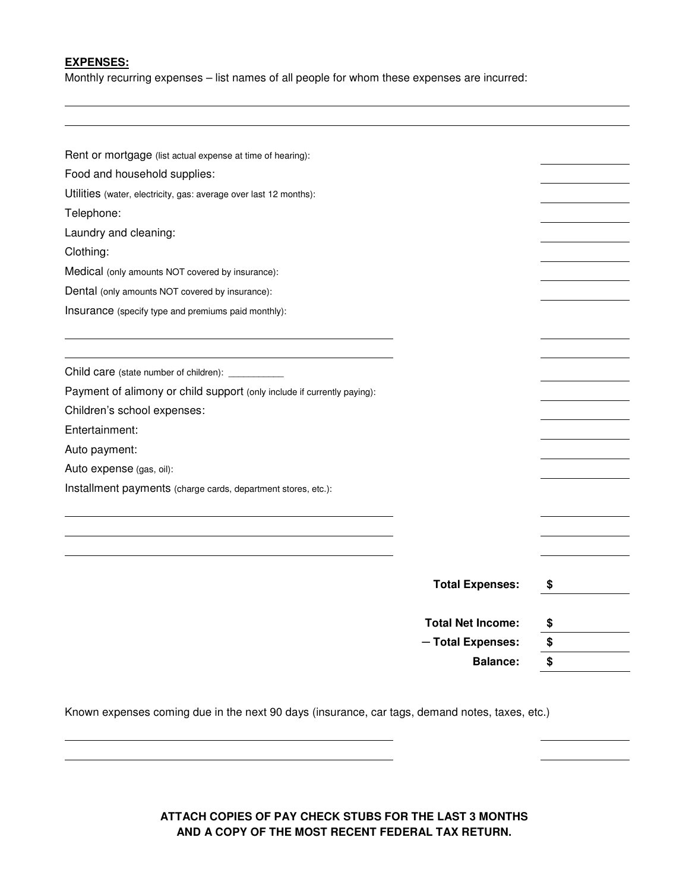**EXPENSES:**

Monthly recurring expenses – list names of all people for whom these expenses are incurred:

______________________________________________________________________

______________________________________________________________________

| | |
|---|---|
| Rent or mortgage (list actual expense at time of hearing): | ________ |
| Food and household supplies: | ________ |
| Utilities (water, electricity, gas: average over last 12 months): | ________ |
| Telephone: | ________ |
| Laundry and cleaning: | ________ |
| Clothing: | ________ |
| Medical (only amounts NOT covered by insurance): | ________ |
| Dental (only amounts NOT covered by insurance): | ________ |
| Insurance (specify type and premiums paid monthly): | |
| ______________________________ | ________ |
| ______________________________ | ________ |
| Child care (state number of children): __________ | ________ |
| Payment of alimony or child support (only include if currently paying): | ________ |
| Children's school expenses: | ________ |
| Entertainment: | ________ |
| Auto payment: | ________ |
| Auto expense (gas, oil): | ________ |
| Installment payments (charge cards, department stores, etc.): | |
| ______________________________ | ________ |
| ______________________________ | ________ |
| ______________________________ | ________ |
| **Total Expenses:** | $ ________ |
| **Total Net Income:** | $ ________ |
| **— Total Expenses:** | $ ________ |
| **Balance:** | $ ________ |

Known expenses coming due in the next 90 days (insurance, car tags, demand notes, taxes, etc.)

| | |
|---|---|
| ______________________________ | ________ |
| ______________________________ | ________ |

**ATTACH COPIES OF PAY CHECK STUBS FOR THE LAST 3 MONTHS AND A COPY OF THE MOST RECENT FEDERAL TAX RETURN.**